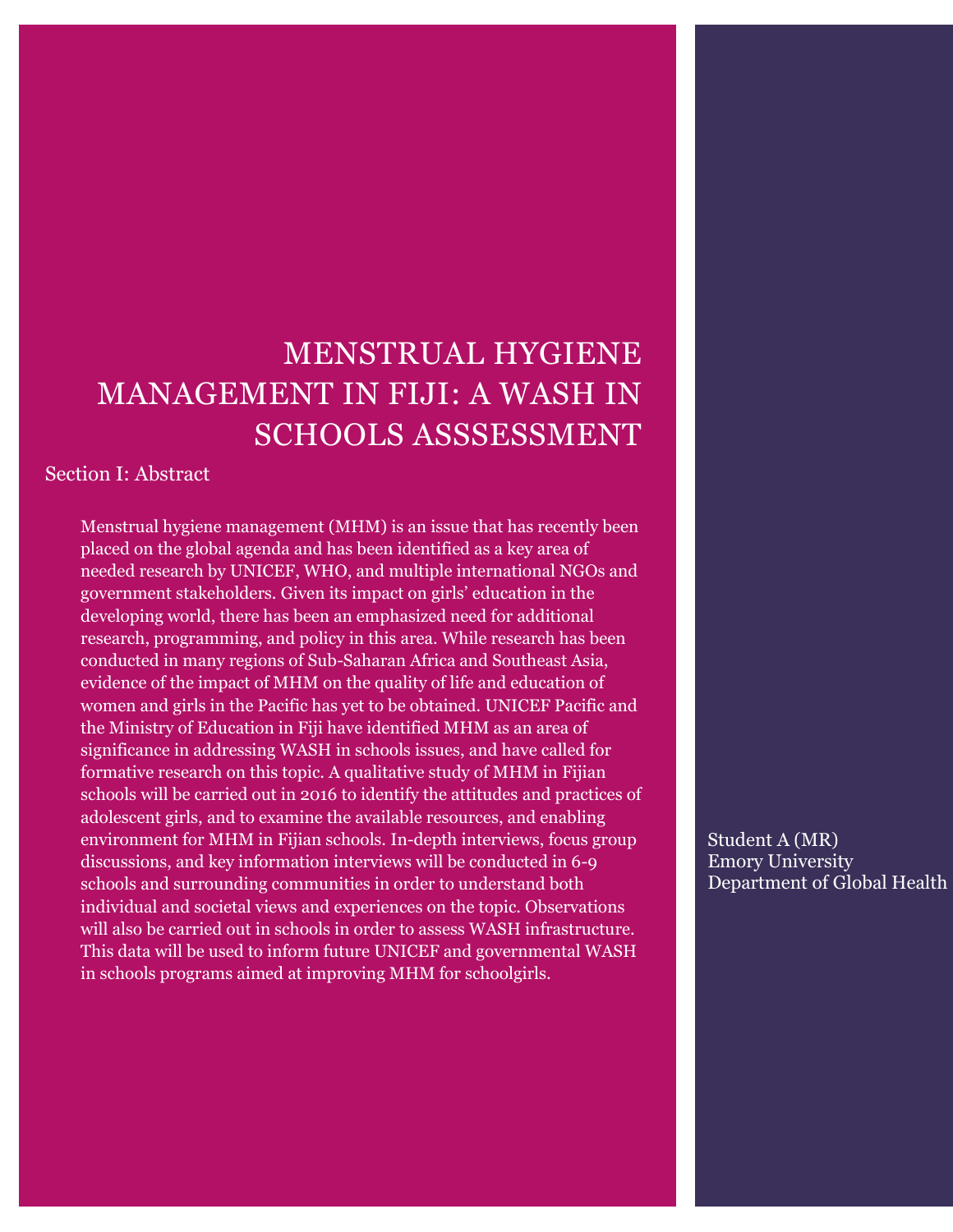# MENSTRUAL HYGIENE MANAGEMENT IN FIJI: A WASH IN SCHOOLS ASSSESSMENT

## Section I: Abstract

Menstrual hygiene management (MHM) is an issue that has recently been placed on the global agenda and has been identified as a key area of needed research by UNICEF, WHO, and multiple international NGOs and government stakeholders. Given its impact on girls' education in the developing world, there has been an emphasized need for additional research, programming, and policy in this area. While research has been conducted in many regions of Sub-Saharan Africa and Southeast Asia, evidence of the impact of MHM on the quality of life and education of women and girls in the Pacific has yet to be obtained. UNICEF Pacific and the Ministry of Education in Fiji have identified MHM as an area of significance in addressing WASH in schools issues, and have called for formative research on this topic. A qualitative study of MHM in Fijian schools will be carried out in 2016 to identify the attitudes and practices of adolescent girls, and to examine the available resources, and enabling environment for MHM in Fijian schools. In-depth interviews, focus group discussions, and key information interviews will be conducted in 6-9 schools and surrounding communities in order to understand both individual and societal views and experiences on the topic. Observations will also be carried out in schools in order to assess WASH infrastructure. This data will be used to inform future UNICEF and governmental WASH in schools programs aimed at improving MHM for schoolgirls.

Student A (MR)
Emory University
Department of Global Health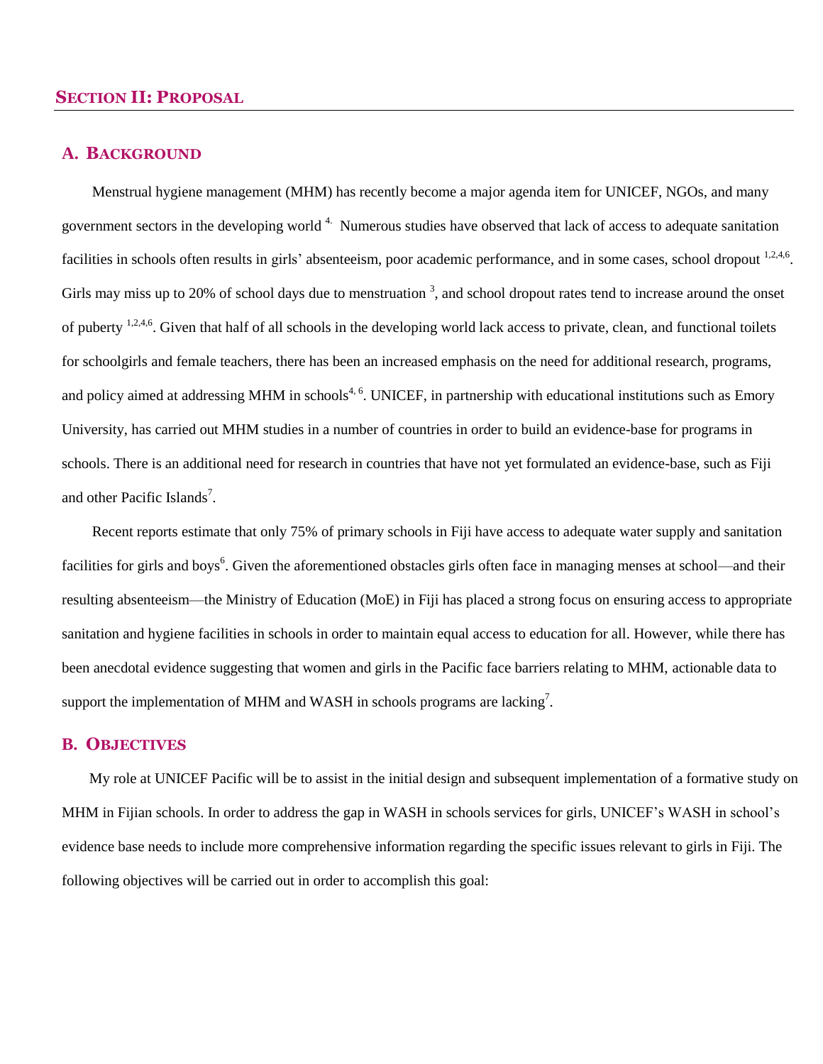## SECTION II: PROPOSAL

### A. BACKGROUND

Menstrual hygiene management (MHM) has recently become a major agenda item for UNICEF, NGOs, and many government sectors in the developing world [4]. Numerous studies have observed that lack of access to adequate sanitation facilities in schools often results in girls' absenteeism, poor academic performance, and in some cases, school dropout [1,2,4,6]. Girls may miss up to 20% of school days due to menstruation [3], and school dropout rates tend to increase around the onset of puberty [1,2,4,6]. Given that half of all schools in the developing world lack access to private, clean, and functional toilets for schoolgirls and female teachers, there has been an increased emphasis on the need for additional research, programs, and policy aimed at addressing MHM in schools[4, 6]. UNICEF, in partnership with educational institutions such as Emory University, has carried out MHM studies in a number of countries in order to build an evidence-base for programs in schools. There is an additional need for research in countries that have not yet formulated an evidence-base, such as Fiji and other Pacific Islands[7].

Recent reports estimate that only 75% of primary schools in Fiji have access to adequate water supply and sanitation facilities for girls and boys[6]. Given the aforementioned obstacles girls often face in managing menses at school—and their resulting absenteeism—the Ministry of Education (MoE) in Fiji has placed a strong focus on ensuring access to appropriate sanitation and hygiene facilities in schools in order to maintain equal access to education for all. However, while there has been anecdotal evidence suggesting that women and girls in the Pacific face barriers relating to MHM, actionable data to support the implementation of MHM and WASH in schools programs are lacking[7].

### B. OBJECTIVES

My role at UNICEF Pacific will be to assist in the initial design and subsequent implementation of a formative study on MHM in Fijian schools. In order to address the gap in WASH in schools services for girls, UNICEF's WASH in school's evidence base needs to include more comprehensive information regarding the specific issues relevant to girls in Fiji. The following objectives will be carried out in order to accomplish this goal: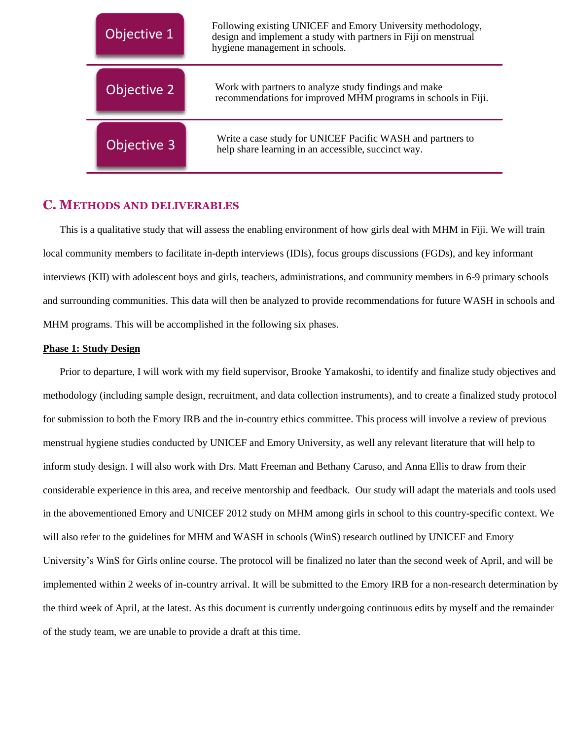| Objective | Description |
| --- | --- |
| Objective 1 | Following existing UNICEF and Emory University methodology, design and implement a study with partners in Fiji on menstrual hygiene management in schools. |
| Objective 2 | Work with partners to analyze study findings and make recommendations for improved MHM programs in schools in Fiji. |
| Objective 3 | Write a case study for UNICEF Pacific WASH and partners to help share learning in an accessible, succinct way. |

## C. Methods and deliverables

This is a qualitative study that will assess the enabling environment of how girls deal with MHM in Fiji. We will train local community members to facilitate in-depth interviews (IDIs), focus groups discussions (FGDs), and key informant interviews (KII) with adolescent boys and girls, teachers, administrations, and community members in 6-9 primary schools and surrounding communities. This data will then be analyzed to provide recommendations for future WASH in schools and MHM programs. This will be accomplished in the following six phases.

**Phase 1: Study Design**

Prior to departure, I will work with my field supervisor, Brooke Yamakoshi, to identify and finalize study objectives and methodology (including sample design, recruitment, and data collection instruments), and to create a finalized study protocol for submission to both the Emory IRB and the in-country ethics committee. This process will involve a review of previous menstrual hygiene studies conducted by UNICEF and Emory University, as well any relevant literature that will help to inform study design. I will also work with Drs. Matt Freeman and Bethany Caruso, and Anna Ellis to draw from their considerable experience in this area, and receive mentorship and feedback. Our study will adapt the materials and tools used in the abovementioned Emory and UNICEF 2012 study on MHM among girls in school to this country-specific context. We will also refer to the guidelines for MHM and WASH in schools (WinS) research outlined by UNICEF and Emory University's WinS for Girls online course. The protocol will be finalized no later than the second week of April, and will be implemented within 2 weeks of in-country arrival. It will be submitted to the Emory IRB for a non-research determination by the third week of April, at the latest. As this document is currently undergoing continuous edits by myself and the remainder of the study team, we are unable to provide a draft at this time.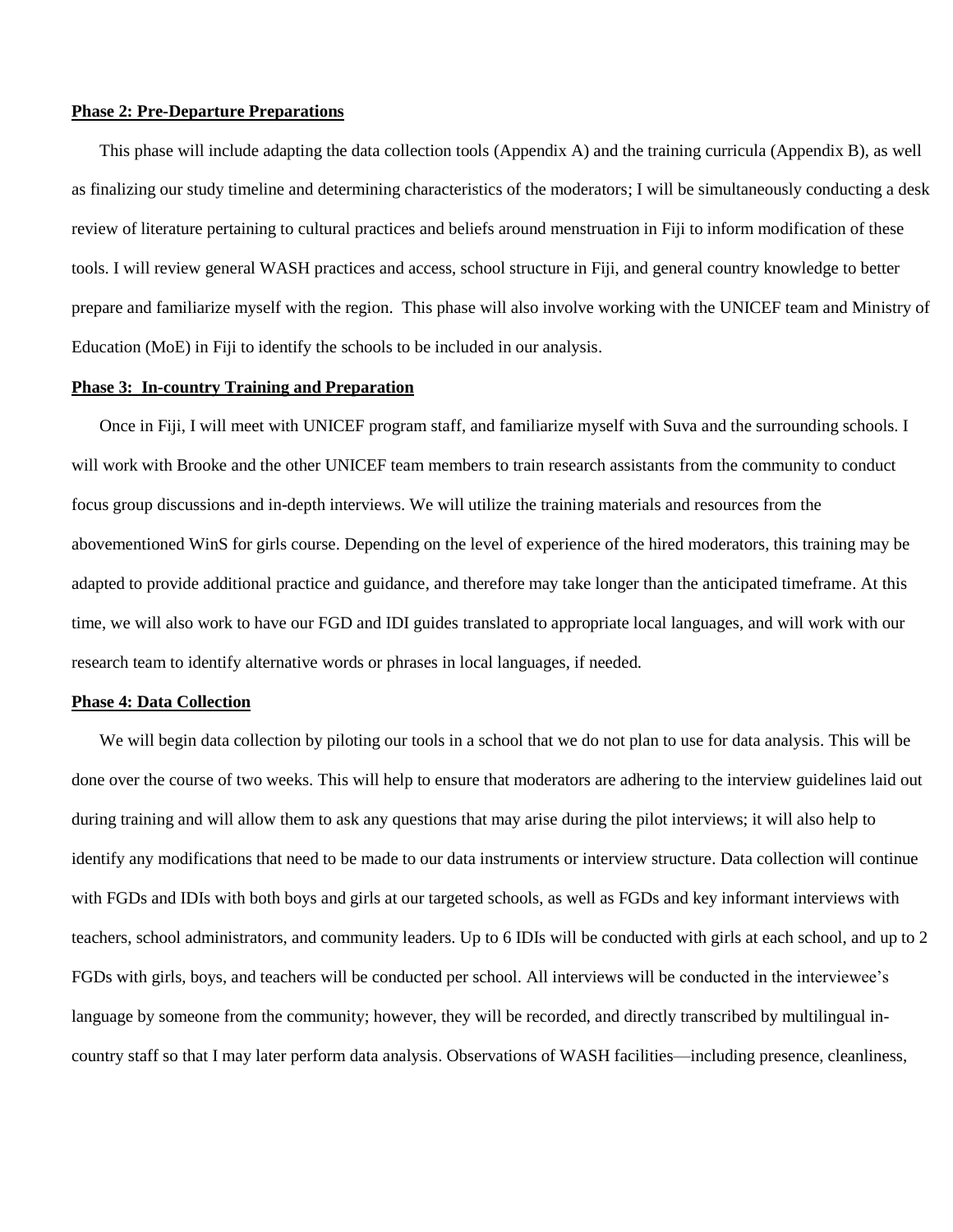**Phase 2: Pre-Departure Preparations**

This phase will include adapting the data collection tools (Appendix A) and the training curricula (Appendix B), as well as finalizing our study timeline and determining characteristics of the moderators; I will be simultaneously conducting a desk review of literature pertaining to cultural practices and beliefs around menstruation in Fiji to inform modification of these tools. I will review general WASH practices and access, school structure in Fiji, and general country knowledge to better prepare and familiarize myself with the region. This phase will also involve working with the UNICEF team and Ministry of Education (MoE) in Fiji to identify the schools to be included in our analysis.

**Phase 3: In-country Training and Preparation**

Once in Fiji, I will meet with UNICEF program staff, and familiarize myself with Suva and the surrounding schools. I will work with Brooke and the other UNICEF team members to train research assistants from the community to conduct focus group discussions and in-depth interviews. We will utilize the training materials and resources from the abovementioned WinS for girls course. Depending on the level of experience of the hired moderators, this training may be adapted to provide additional practice and guidance, and therefore may take longer than the anticipated timeframe. At this time, we will also work to have our FGD and IDI guides translated to appropriate local languages, and will work with our research team to identify alternative words or phrases in local languages, if needed.

**Phase 4: Data Collection**

We will begin data collection by piloting our tools in a school that we do not plan to use for data analysis. This will be done over the course of two weeks. This will help to ensure that moderators are adhering to the interview guidelines laid out during training and will allow them to ask any questions that may arise during the pilot interviews; it will also help to identify any modifications that need to be made to our data instruments or interview structure. Data collection will continue with FGDs and IDIs with both boys and girls at our targeted schools, as well as FGDs and key informant interviews with teachers, school administrators, and community leaders. Up to 6 IDIs will be conducted with girls at each school, and up to 2 FGDs with girls, boys, and teachers will be conducted per school. All interviews will be conducted in the interviewee's language by someone from the community; however, they will be recorded, and directly transcribed by multilingual in-country staff so that I may later perform data analysis. Observations of WASH facilities—including presence, cleanliness,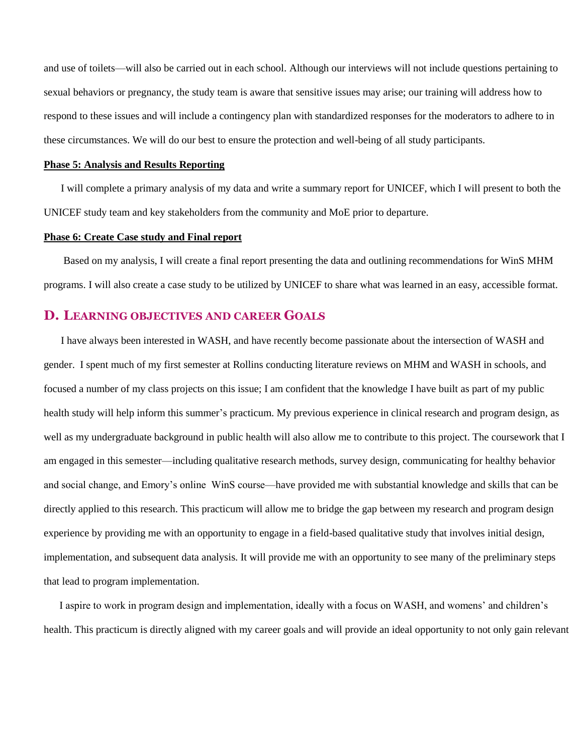and use of toilets—will also be carried out in each school. Although our interviews will not include questions pertaining to sexual behaviors or pregnancy, the study team is aware that sensitive issues may arise; our training will address how to respond to these issues and will include a contingency plan with standardized responses for the moderators to adhere to in these circumstances. We will do our best to ensure the protection and well-being of all study participants.

**Phase 5: Analysis and Results Reporting**

I will complete a primary analysis of my data and write a summary report for UNICEF, which I will present to both the UNICEF study team and key stakeholders from the community and MoE prior to departure.

**Phase 6: Create Case study and Final report**

Based on my analysis, I will create a final report presenting the data and outlining recommendations for WinS MHM programs. I will also create a case study to be utilized by UNICEF to share what was learned in an easy, accessible format.

## D. Learning objectives and career Goals

I have always been interested in WASH, and have recently become passionate about the intersection of WASH and gender. I spent much of my first semester at Rollins conducting literature reviews on MHM and WASH in schools, and focused a number of my class projects on this issue; I am confident that the knowledge I have built as part of my public health study will help inform this summer's practicum. My previous experience in clinical research and program design, as well as my undergraduate background in public health will also allow me to contribute to this project. The coursework that I am engaged in this semester—including qualitative research methods, survey design, communicating for healthy behavior and social change, and Emory's online WinS course—have provided me with substantial knowledge and skills that can be directly applied to this research. This practicum will allow me to bridge the gap between my research and program design experience by providing me with an opportunity to engage in a field-based qualitative study that involves initial design, implementation, and subsequent data analysis. It will provide me with an opportunity to see many of the preliminary steps that lead to program implementation.

I aspire to work in program design and implementation, ideally with a focus on WASH, and womens' and children's health. This practicum is directly aligned with my career goals and will provide an ideal opportunity to not only gain relevant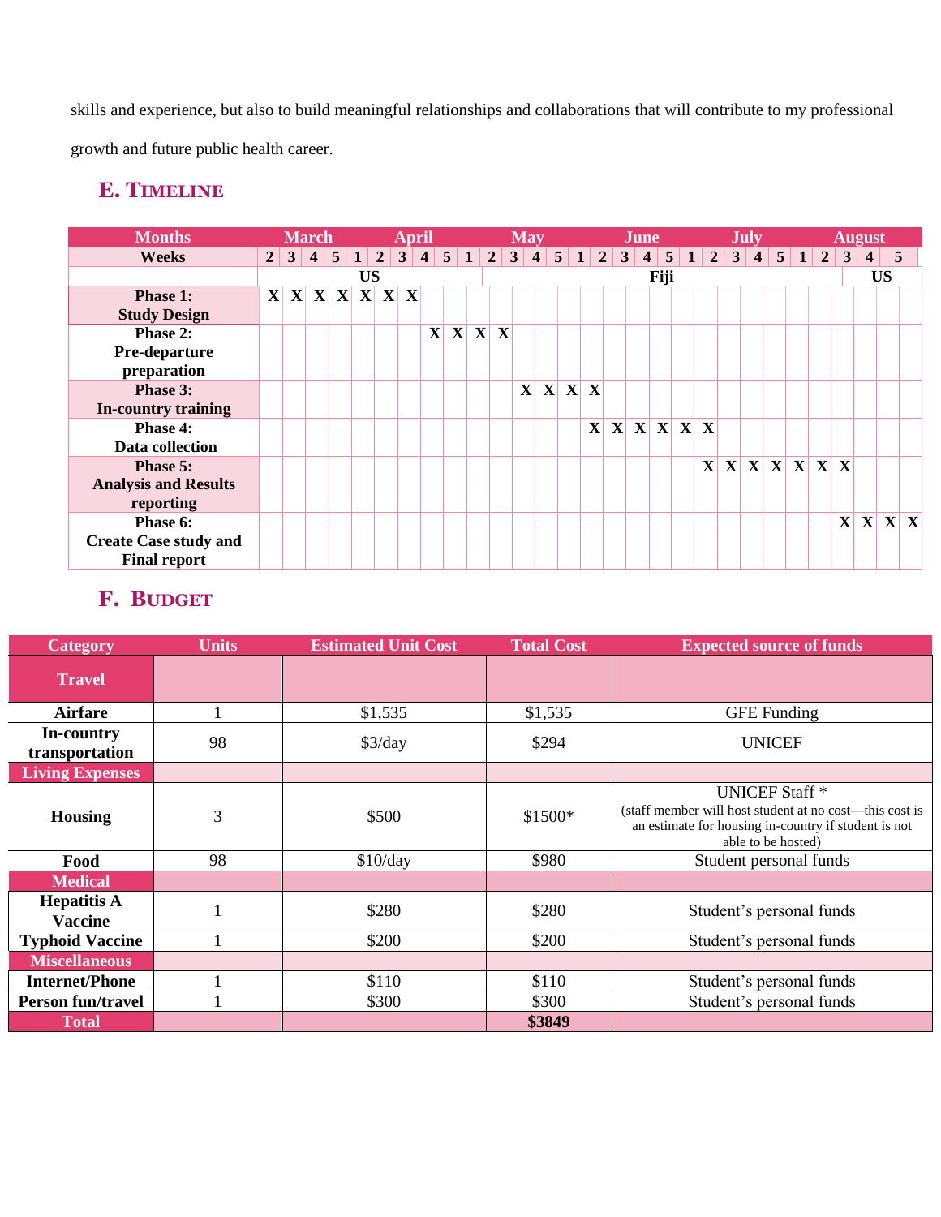skills and experience, but also to build meaningful relationships and collaborations that will contribute to my professional growth and future public health career.

## E. Timeline

| Months | March | | | | April | | | | | May | | | | | June | | | | | July | | | | | August | | | | |
|---|---|---|---|---|---|---|---|---|---|---|---|---|---|---|---|---|---|---|---|---|---|---|---|---|---|---|---|---|---|
| Weeks | 2 | 3 | 4 | 5 | 1 | 2 | 3 | 4 | 5 | 1 | 2 | 3 | 4 | 5 | 1 | 2 | 3 | 4 | 5 | 1 | 2 | 3 | 4 | 5 | 1 | 2 | 3 | 4 | 5 |
| | US | | | | | | | | | | Fiji | | | | | | | | | | | | | | | | US | | |
| **Phase 1: Study Design** | X | X | X | X | X | X | X | | | | | | | | | | | | | | | | | | | | | | |
| **Phase 2: Pre-departure preparation** | | | | | | | | X | X | X | X | | | | | | | | | | | | | | | | | | |
| **Phase 3: In-country training** | | | | | | | | | | | | X | X | X | X | | | | | | | | | | | | | | |
| **Phase 4: Data collection** | | | | | | | | | | | | | | | X | X | X | X | X | X | | | | | | | | | |
| **Phase 5: Analysis and Results reporting** | | | | | | | | | | | | | | | | | | | | X | X | X | X | X | X | X | | | |
| **Phase 6: Create Case study and Final report** | | | | | | | | | | | | | | | | | | | | | | | | | | X | X | X | X |

## F. Budget

| Category | Units | Estimated Unit Cost | Total Cost | Expected source of funds |
|---|---|---|---|---|
| **Travel** | | | | |
| **Airfare** | 1 | $1,535 | $1,535 | GFE Funding |
| **In-country transportation** | 98 | $3/day | $294 | UNICEF |
| **Living Expenses** | | | | |
| **Housing** | 3 | $500 | $1500* | UNICEF Staff * (staff member will host student at no cost—this cost is an estimate for housing in-country if student is not able to be hosted) |
| **Food** | 98 | $10/day | $980 | Student personal funds |
| **Medical** | | | | |
| **Hepatitis A Vaccine** | 1 | $280 | $280 | Student's personal funds |
| **Typhoid Vaccine** | 1 | $200 | $200 | Student's personal funds |
| **Miscellaneous** | | | | |
| **Internet/Phone** | 1 | $110 | $110 | Student's personal funds |
| **Person fun/travel** | 1 | $300 | $300 | Student's personal funds |
| **Total** | | | **$3849** | |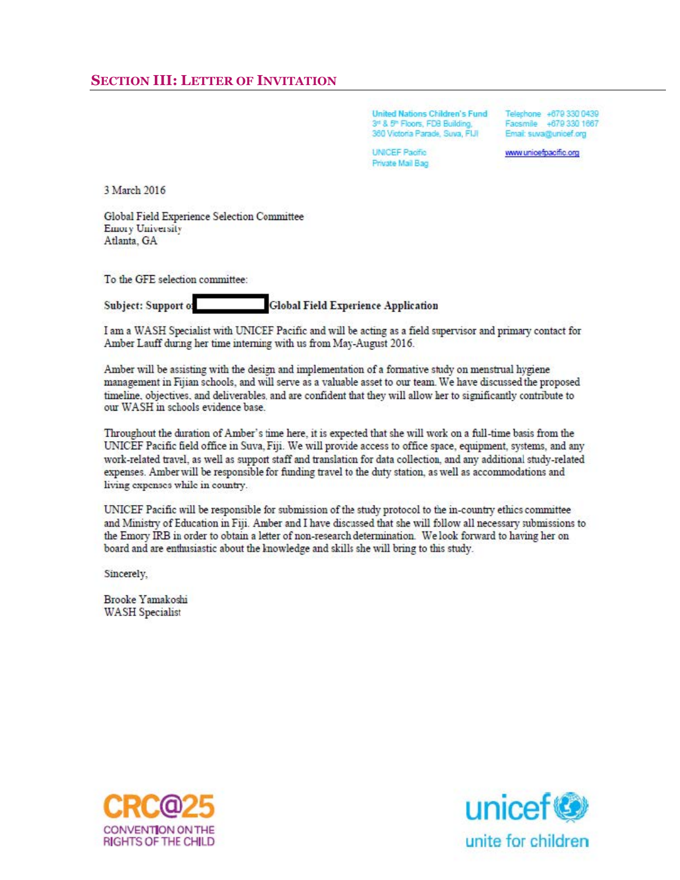## SECTION III: LETTER OF INVITATION

United Nations Children's Fund
3rd & 5th Floors, FDB Building,
360 Victoria Parade, Suva, FIJI

UNICEF Pacific
Private Mail Bag

Telephone +679 330 0439
Facsimile +679 330 1667
Email: suva@unicef.org

www.unicefpacific.org

3 March 2016

Global Field Experience Selection Committee
Emory University
Atlanta, GA

To the GFE selection committee:

**Subject: Support of ██████ Global Field Experience Application**

I am a WASH Specialist with UNICEF Pacific and will be acting as a field supervisor and primary contact for Amber Lauff during her time interning with us from May-August 2016.

Amber will be assisting with the design and implementation of a formative study on menstrual hygiene management in Fijian schools, and will serve as a valuable asset to our team. We have discussed the proposed timeline, objectives, and deliverables, and are confident that they will allow her to significantly contribute to our WASH in schools evidence base.

Throughout the duration of Amber's time here, it is expected that she will work on a full-time basis from the UNICEF Pacific field office in Suva, Fiji. We will provide access to office space, equipment, systems, and any work-related travel, as well as support staff and translation for data collection, and any additional study-related expenses. Amber will be responsible for funding travel to the duty station, as well as accommodations and living expenses while in country.

UNICEF Pacific will be responsible for submission of the study protocol to the in-country ethics committee and Ministry of Education in Fiji. Amber and I have discussed that she will follow all necessary submissions to the Emory IRB in order to obtain a letter of non-research determination. We look forward to having her on board and are enthusiastic about the knowledge and skills she will bring to this study.

Sincerely,

Brooke Yamakoshi
WASH Specialist

CRC@25
CONVENTION ON THE RIGHTS OF THE CHILD

unicef
unite for children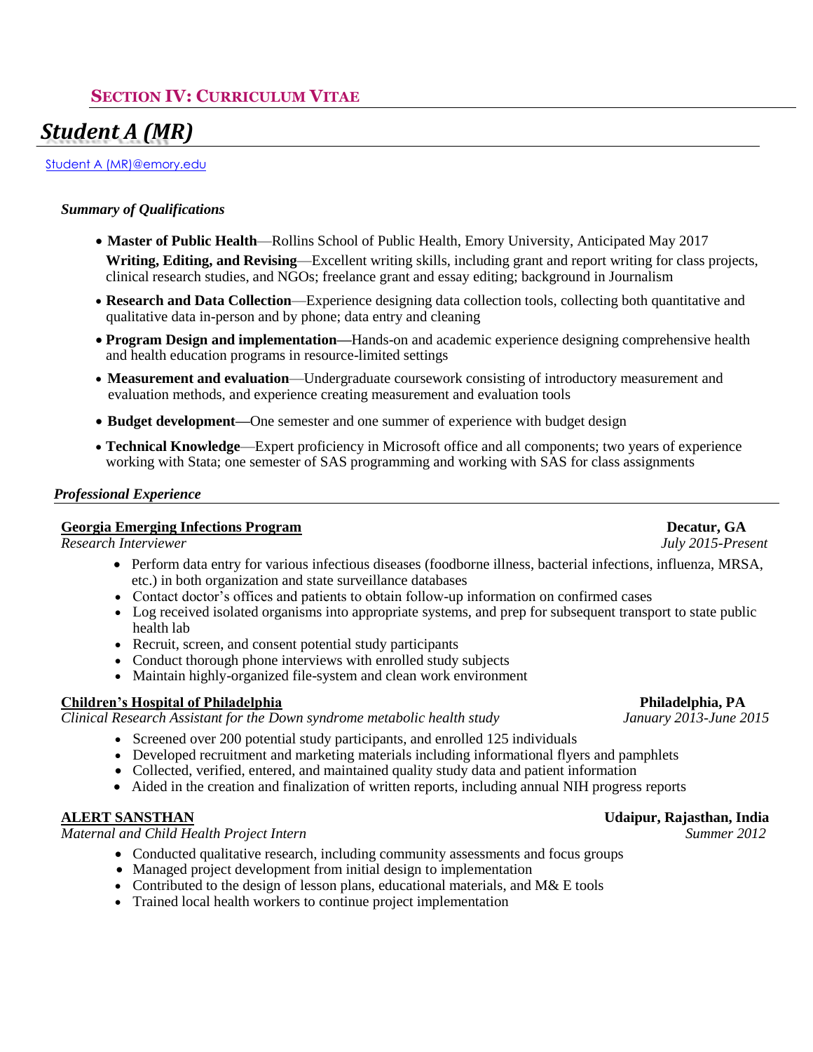## SECTION IV: CURRICULUM VITAE

# *Student A (MR)*

Student A (MR)@emory.edu

*Summary of Qualifications*

- **Master of Public Health**—Rollins School of Public Health, Emory University, Anticipated May 2017
  **Writing, Editing, and Revising**—Excellent writing skills, including grant and report writing for class projects, clinical research studies, and NGOs; freelance grant and essay editing; background in Journalism
- **Research and Data Collection**—Experience designing data collection tools, collecting both quantitative and qualitative data in-person and by phone; data entry and cleaning
- **Program Design and implementation—**Hands-on and academic experience designing comprehensive health and health education programs in resource-limited settings
- **Measurement and evaluation**—Undergraduate coursework consisting of introductory measurement and evaluation methods, and experience creating measurement and evaluation tools
- **Budget development—**One semester and one summer of experience with budget design
- **Technical Knowledge**—Expert proficiency in Microsoft office and all components; two years of experience working with Stata; one semester of SAS programming and working with SAS for class assignments

*Professional Experience*

**Georgia Emerging Infections Program** — **Decatur, GA**
*Research Interviewer* — *July 2015-Present*

- Perform data entry for various infectious diseases (foodborne illness, bacterial infections, influenza, MRSA, etc.) in both organization and state surveillance databases
- Contact doctor's offices and patients to obtain follow-up information on confirmed cases
- Log received isolated organisms into appropriate systems, and prep for subsequent transport to state public health lab
- Recruit, screen, and consent potential study participants
- Conduct thorough phone interviews with enrolled study subjects
- Maintain highly-organized file-system and clean work environment

**Children's Hospital of Philadelphia** — **Philadelphia, PA**
*Clinical Research Assistant for the Down syndrome metabolic health study* — *January 2013-June 2015*

- Screened over 200 potential study participants, and enrolled 125 individuals
- Developed recruitment and marketing materials including informational flyers and pamphlets
- Collected, verified, entered, and maintained quality study data and patient information
- Aided in the creation and finalization of written reports, including annual NIH progress reports

**ALERT SANSTHAN** — **Udaipur, Rajasthan, India**
*Maternal and Child Health Project Intern* — *Summer 2012*

- Conducted qualitative research, including community assessments and focus groups
- Managed project development from initial design to implementation
- Contributed to the design of lesson plans, educational materials, and M& E tools
- Trained local health workers to continue project implementation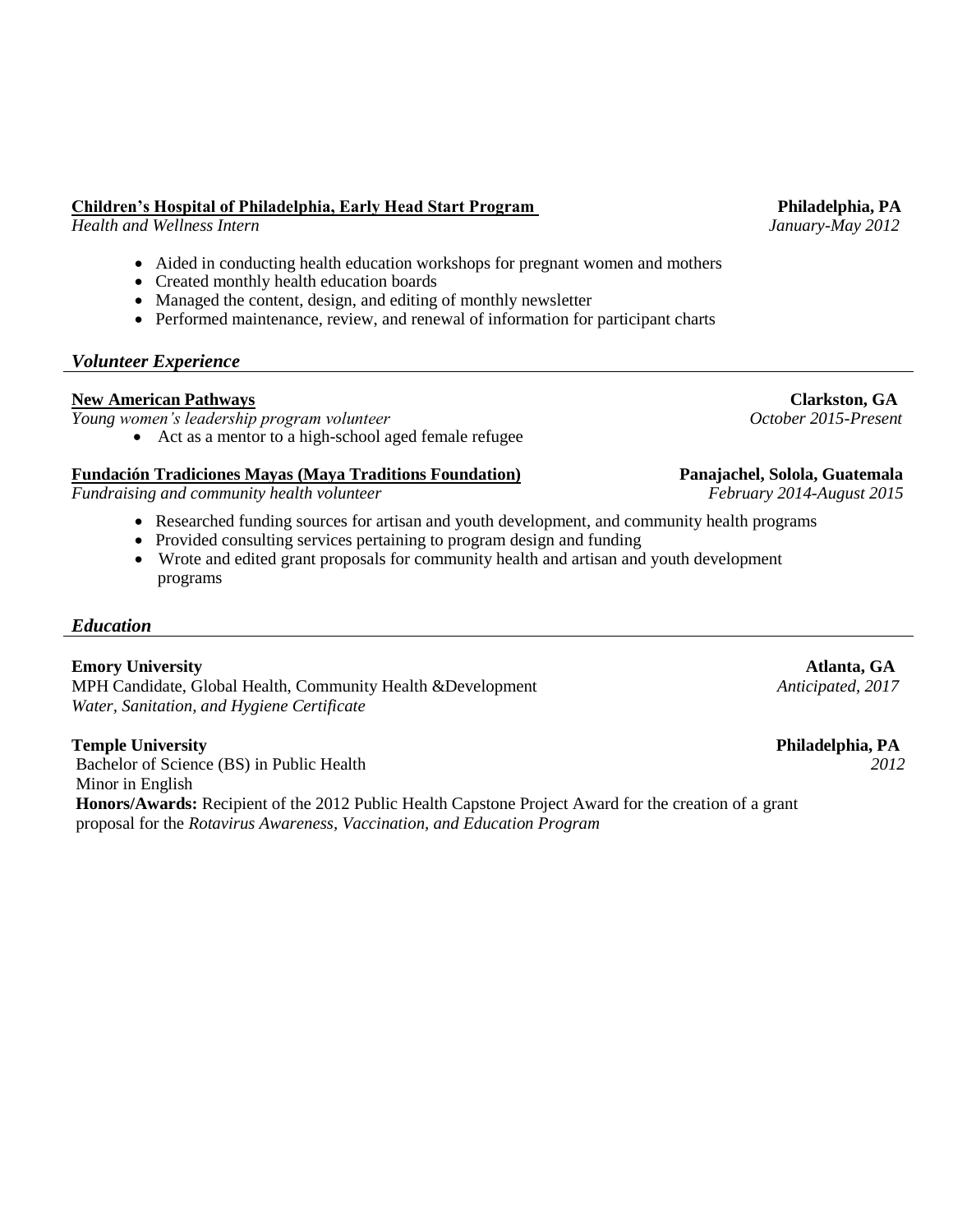**Children's Hospital of Philadelphia, Early Head Start Program** **Philadelphia, PA**
*Health and Wellness Intern* *January-May 2012*

- Aided in conducting health education workshops for pregnant women and mothers
- Created monthly health education boards
- Managed the content, design, and editing of monthly newsletter
- Performed maintenance, review, and renewal of information for participant charts

## *Volunteer Experience*

**New American Pathways** **Clarkston, GA**
*Young women's leadership program volunteer* *October 2015-Present*

- Act as a mentor to a high-school aged female refugee

**Fundación Tradiciones Mayas (Maya Traditions Foundation)** **Panajachel, Sololá, Guatemala**
*Fundraising and community health volunteer* *February 2014-August 2015*

- Researched funding sources for artisan and youth development, and community health programs
- Provided consulting services pertaining to program design and funding
- Wrote and edited grant proposals for community health and artisan and youth development programs

## *Education*

**Emory University** **Atlanta, GA**
MPH Candidate, Global Health, Community Health &Development *Anticipated, 2017*
*Water, Sanitation, and Hygiene Certificate*

**Temple University** **Philadelphia, PA**
Bachelor of Science (BS) in Public Health *2012*
Minor in English
**Honors/Awards:** Recipient of the 2012 Public Health Capstone Project Award for the creation of a grant proposal for the *Rotavirus Awareness, Vaccination, and Education Program*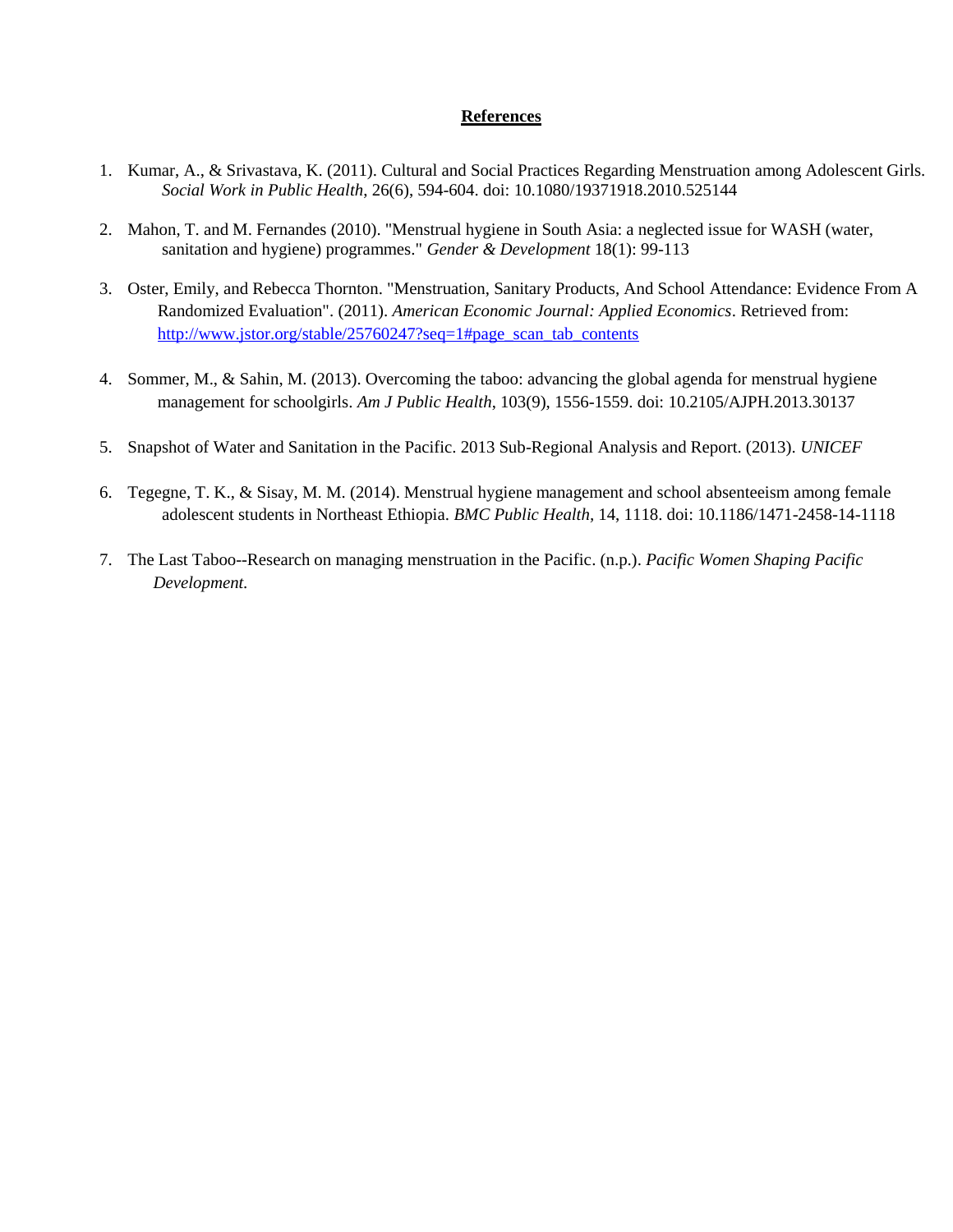# References

1. Kumar, A., & Srivastava, K. (2011). Cultural and Social Practices Regarding Menstruation among Adolescent Girls. *Social Work in Public Health*, 26(6), 594-604. doi: 10.1080/19371918.2010.525144

2. Mahon, T. and M. Fernandes (2010). "Menstrual hygiene in South Asia: a neglected issue for WASH (water, sanitation and hygiene) programmes." *Gender & Development* 18(1): 99-113

3. Oster, Emily, and Rebecca Thornton. "Menstruation, Sanitary Products, And School Attendance: Evidence From A Randomized Evaluation". (2011). *American Economic Journal: Applied Economics*. Retrieved from: [http://www.jstor.org/stable/25760247?seq=1#page_scan_tab_contents](http://www.jstor.org/stable/25760247?seq=1#page_scan_tab_contents)

4. Sommer, M., & Sahin, M. (2013). Overcoming the taboo: advancing the global agenda for menstrual hygiene management for schoolgirls. *Am J Public Health*, 103(9), 1556-1559. doi: 10.2105/AJPH.2013.30137

5. Snapshot of Water and Sanitation in the Pacific. 2013 Sub-Regional Analysis and Report. (2013). *UNICEF*

6. Tegegne, T. K., & Sisay, M. M. (2014). Menstrual hygiene management and school absenteeism among female adolescent students in Northeast Ethiopia. *BMC Public Health*, 14, 1118. doi: 10.1186/1471-2458-14-1118

7. The Last Taboo--Research on managing menstruation in the Pacific. (n.p.). *Pacific Women Shaping Pacific Development.*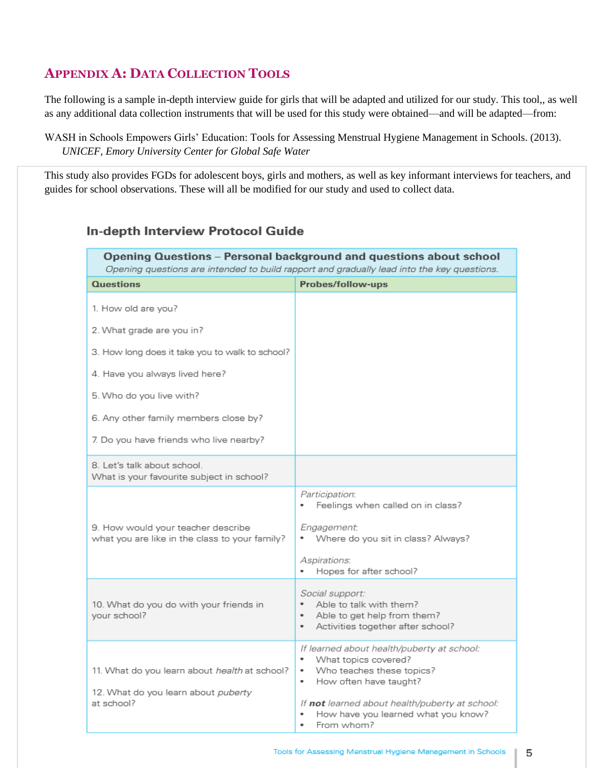## APPENDIX A: DATA COLLECTION TOOLS

The following is a sample in-depth interview guide for girls that will be adapted and utilized for our study. This tool,, as well as any additional data collection instruments that will be used for this study were obtained—and will be adapted—from:

WASH in Schools Empowers Girls' Education: Tools for Assessing Menstrual Hygiene Management in Schools. (2013). *UNICEF, Emory University Center for Global Safe Water*

This study also provides FGDs for adolescent boys, girls and mothers, as well as key informant interviews for teachers, and guides for school observations. These will all be modified for our study and used to collect data.

### In-depth Interview Protocol Guide

| **Opening Questions – Personal background and questions about school**<br>*Opening questions are intended to build rapport and gradually lead into the key questions.* | |
|---|---|
| **Questions** | **Probes/follow-ups** |
| 1. How old are you?<br>2. What grade are you in?<br>3. How long does it take you to walk to school?<br>4. Have you always lived here?<br>5. Who do you live with?<br>6. Any other family members close by?<br>7. Do you have friends who live nearby? | |
| 8. Let's talk about school.<br>What is your favourite subject in school? | |
| 9. How would your teacher describe what you are like in the class to your family? | *Participation:*<br>• Feelings when called on in class?<br>*Engagement:*<br>• Where do you sit in class? Always?<br>*Aspirations:*<br>• Hopes for after school? |
| 10. What do you do with your friends in your school? | *Social support:*<br>• Able to talk with them?<br>• Able to get help from them?<br>• Activities together after school? |
| 11. What do you learn about *health* at school?<br>12. What do you learn about *puberty* at school? | *If learned about health/puberty at school:*<br>• What topics covered?<br>• Who teaches these topics?<br>• How often have taught?<br>*If **not** learned about health/puberty at school:*<br>• How have you learned what you know?<br>• From whom? |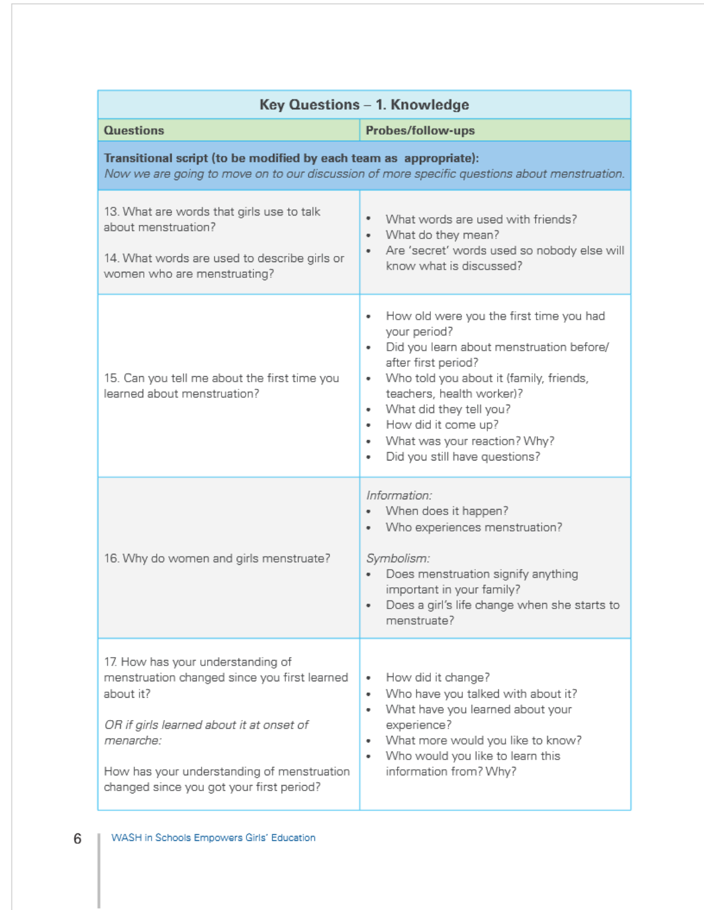| Key Questions – 1. Knowledge | |
|---|---|
| **Questions** | **Probes/follow-ups** |
| **Transitional script (to be modified by each team as appropriate):** *Now we are going to move on to our discussion of more specific questions about menstruation.* | |
| 13. What are words that girls use to talk about menstruation?<br><br>14. What words are used to describe girls or women who are menstruating? | • What words are used with friends?<br>• What do they mean?<br>• Are 'secret' words used so nobody else will know what is discussed? |
| 15. Can you tell me about the first time you learned about menstruation? | • How old were you the first time you had your period?<br>• Did you learn about menstruation before/after first period?<br>• Who told you about it (family, friends, teachers, health worker)?<br>• What did they tell you?<br>• How did it come up?<br>• What was your reaction? Why?<br>• Did you still have questions? |
| 16. Why do women and girls menstruate? | *Information:*<br>• When does it happen?<br>• Who experiences menstruation?<br><br>*Symbolism:*<br>• Does menstruation signify anything important in your family?<br>• Does a girl's life change when she starts to menstruate? |
| 17. How has your understanding of menstruation changed since you first learned about it?<br><br>*OR if girls learned about it at onset of menarche:*<br><br>How has your understanding of menstruation changed since you got your first period? | • How did it change?<br>• Who have you talked with about it?<br>• What have you learned about your experience?<br>• What more would you like to know?<br>• Who would you like to learn this information from? Why? |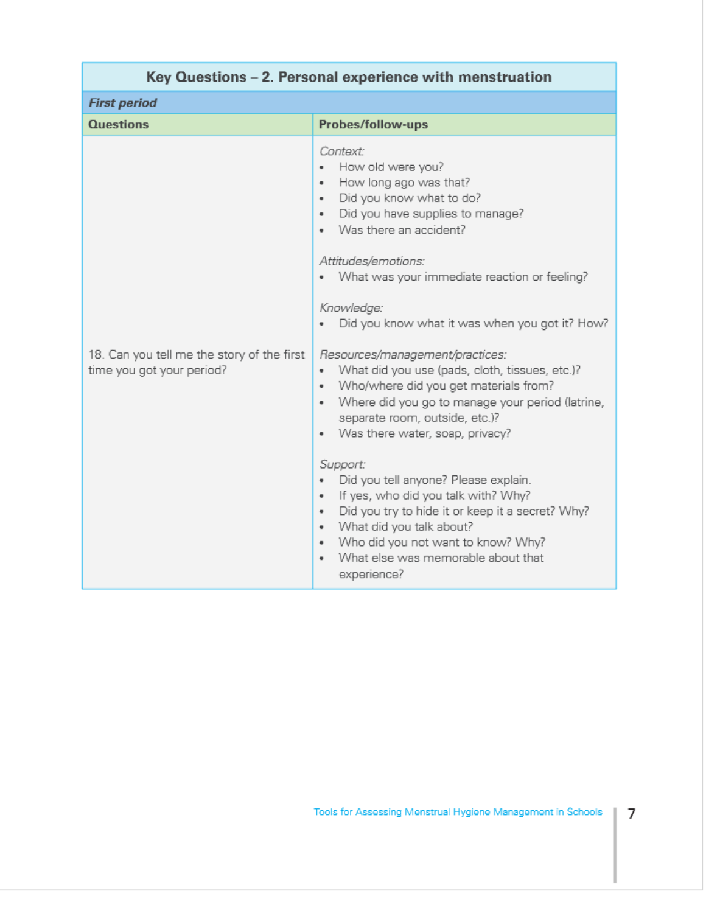## Key Questions – 2. Personal experience with menstruation

| ***First period*** | |
|---|---|
| **Questions** | **Probes/follow-ups** |
| 18. Can you tell me the story of the first time you got your period? | *Context:*<br>• How old were you?<br>• How long ago was that?<br>• Did you know what to do?<br>• Did you have supplies to manage?<br>• Was there an accident?<br><br>*Attitudes/emotions:*<br>• What was your immediate reaction or feeling?<br><br>*Knowledge:*<br>• Did you know what it was when you got it? How?<br><br>*Resources/management/practices:*<br>• What did you use (pads, cloth, tissues, etc.)?<br>• Who/where did you get materials from?<br>• Where did you go to manage your period (latrine, separate room, outside, etc.)?<br>• Was there water, soap, privacy?<br><br>*Support:*<br>• Did you tell anyone? Please explain.<br>• If yes, who did you talk with? Why?<br>• Did you try to hide it or keep it a secret? Why?<br>• What did you talk about?<br>• Who did you not want to know? Why?<br>• What else was memorable about that experience? |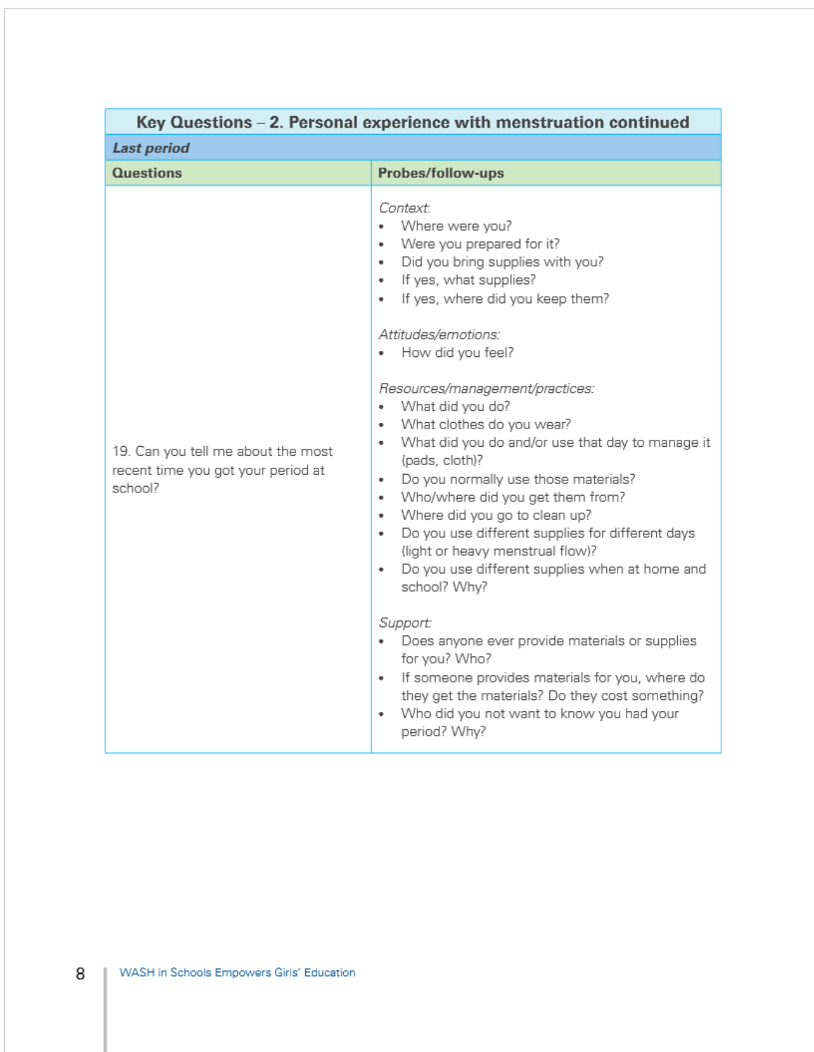| Key Questions – 2. Personal experience with menstruation continued | |
|---|---|
| ***Last period*** | |
| **Questions** | **Probes/follow-ups** |
| 19. Can you tell me about the most recent time you got your period at school? | *Context*:<br>• Where were you?<br>• Were you prepared for it?<br>• Did you bring supplies with you?<br>• If yes, what supplies?<br>• If yes, where did you keep them?<br><br>*Attitudes/emotions:*<br>• How did you feel?<br><br>*Resources/management/practices:*<br>• What did you do?<br>• What clothes do you wear?<br>• What did you do and/or use that day to manage it (pads, cloth)?<br>• Do you normally use those materials?<br>• Who/where did you get them from?<br>• Where did you go to clean up?<br>• Do you use different supplies for different days (light or heavy menstrual flow)?<br>• Do you use different supplies when at home and school? Why?<br><br>*Support:*<br>• Does anyone ever provide materials or supplies for you? Who?<br>• If someone provides materials for you, where do they get the materials? Do they cost something?<br>• Who did you not want to know you had your period? Why? |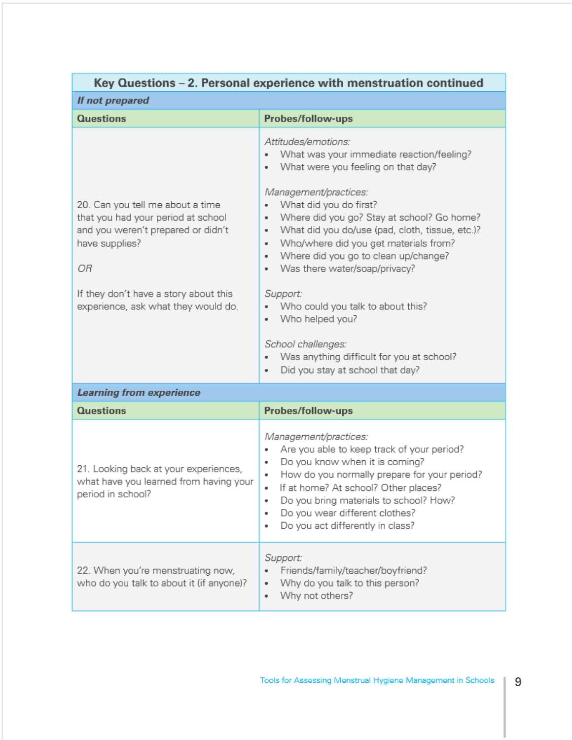## Key Questions – 2. Personal experience with menstruation continued

### *If not prepared*

| Questions | Probes/follow-ups |
|---|---|
| 20. Can you tell me about a time that you had your period at school and you weren't prepared or didn't have supplies?<br><br>*OR*<br><br>If they don't have a story about this experience, ask what they would do. | *Attitudes/emotions:*<br>• What was your immediate reaction/feeling?<br>• What were you feeling on that day?<br><br>*Management/practices:*<br>• What did you do first?<br>• Where did you go? Stay at school? Go home?<br>• What did you do/use (pad, cloth, tissue, etc.)?<br>• Who/where did you get materials from?<br>• Where did you go to clean up/change?<br>• Was there water/soap/privacy?<br><br>*Support:*<br>• Who could you talk to about this?<br>• Who helped you?<br><br>*School challenges:*<br>• Was anything difficult for you at school?<br>• Did you stay at school that day? |

### *Learning from experience*

| Questions | Probes/follow-ups |
|---|---|
| 21. Looking back at your experiences, what have you learned from having your period in school? | *Management/practices:*<br>• Are you able to keep track of your period?<br>• Do you know when it is coming?<br>• How do you normally prepare for your period?<br>• If at home? At school? Other places?<br>• Do you bring materials to school? How?<br>• Do you wear different clothes?<br>• Do you act differently in class? |
| 22. When you're menstruating now, who do you talk to about it (if anyone)? | *Support:*<br>• Friends/family/teacher/boyfriend?<br>• Why do you talk to this person?<br>• Why not others? |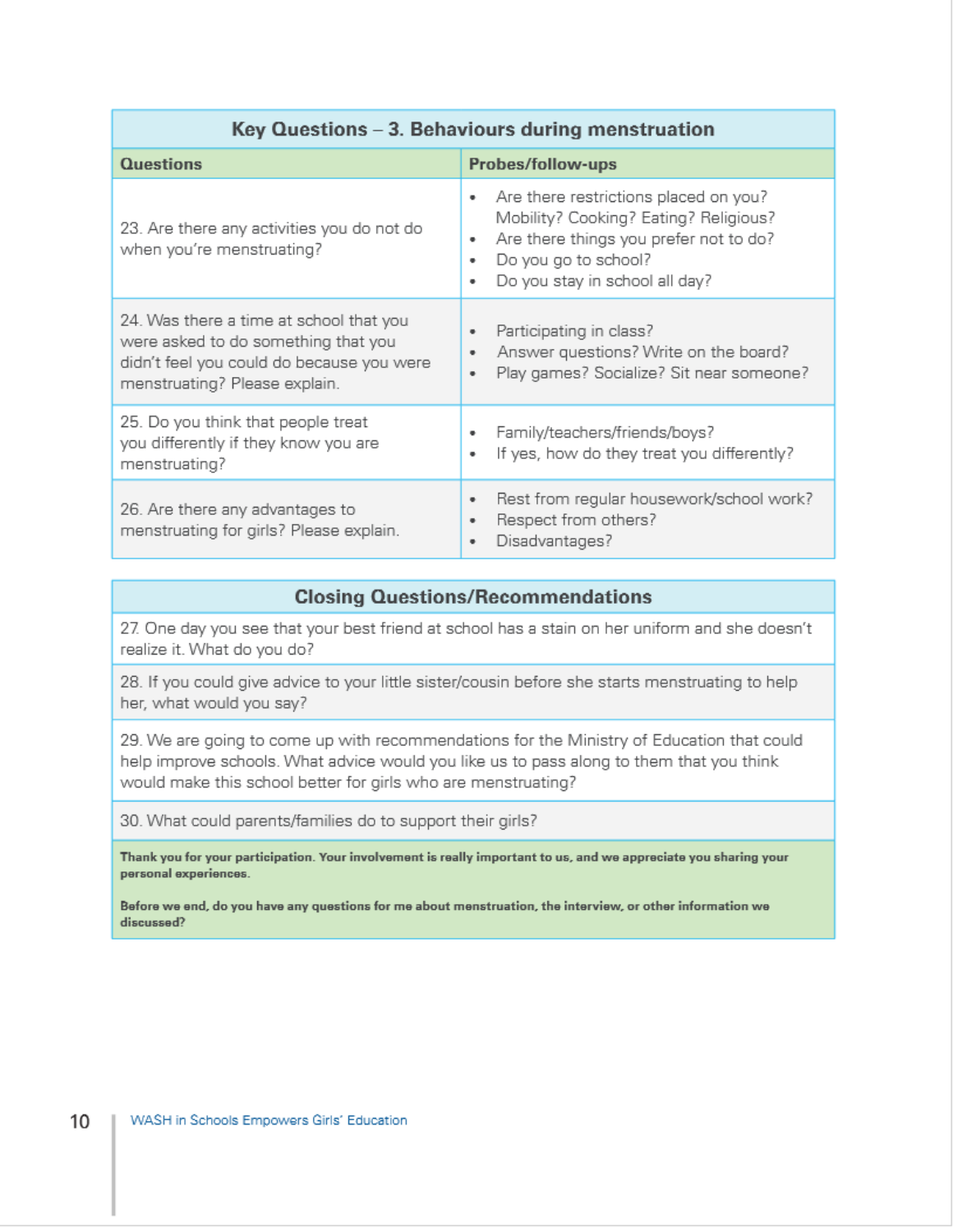| Key Questions – 3. Behaviours during menstruation | |
|---|---|
| **Questions** | **Probes/follow-ups** |
| 23. Are there any activities you do not do when you're menstruating? | • Are there restrictions placed on you? Mobility? Cooking? Eating? Religious?<br>• Are there things you prefer not to do?<br>• Do you go to school?<br>• Do you stay in school all day? |
| 24. Was there a time at school that you were asked to do something that you didn't feel you could do because you were menstruating? Please explain. | • Participating in class?<br>• Answer questions? Write on the board?<br>• Play games? Socialize? Sit near someone? |
| 25. Do you think that people treat you differently if they know you are menstruating? | • Family/teachers/friends/boys?<br>• If yes, how do they treat you differently? |
| 26. Are there any advantages to menstruating for girls? Please explain. | • Rest from regular housework/school work?<br>• Respect from others?<br>• Disadvantages? |

| Closing Questions/Recommendations |
|---|
| 27. One day you see that your best friend at school has a stain on her uniform and she doesn't realize it. What do you do? |
| 28. If you could give advice to your little sister/cousin before she starts menstruating to help her, what would you say? |
| 29. We are going to come up with recommendations for the Ministry of Education that could help improve schools. What advice would you like us to pass along to them that you think would make this school better for girls who are menstruating? |
| 30. What could parents/families do to support their girls? |
| **Thank you for your participation. Your involvement is really important to us, and we appreciate you sharing your personal experiences.**<br><br>**Before we end, do you have any questions for me about menstruation, the interview, or other information we discussed?** |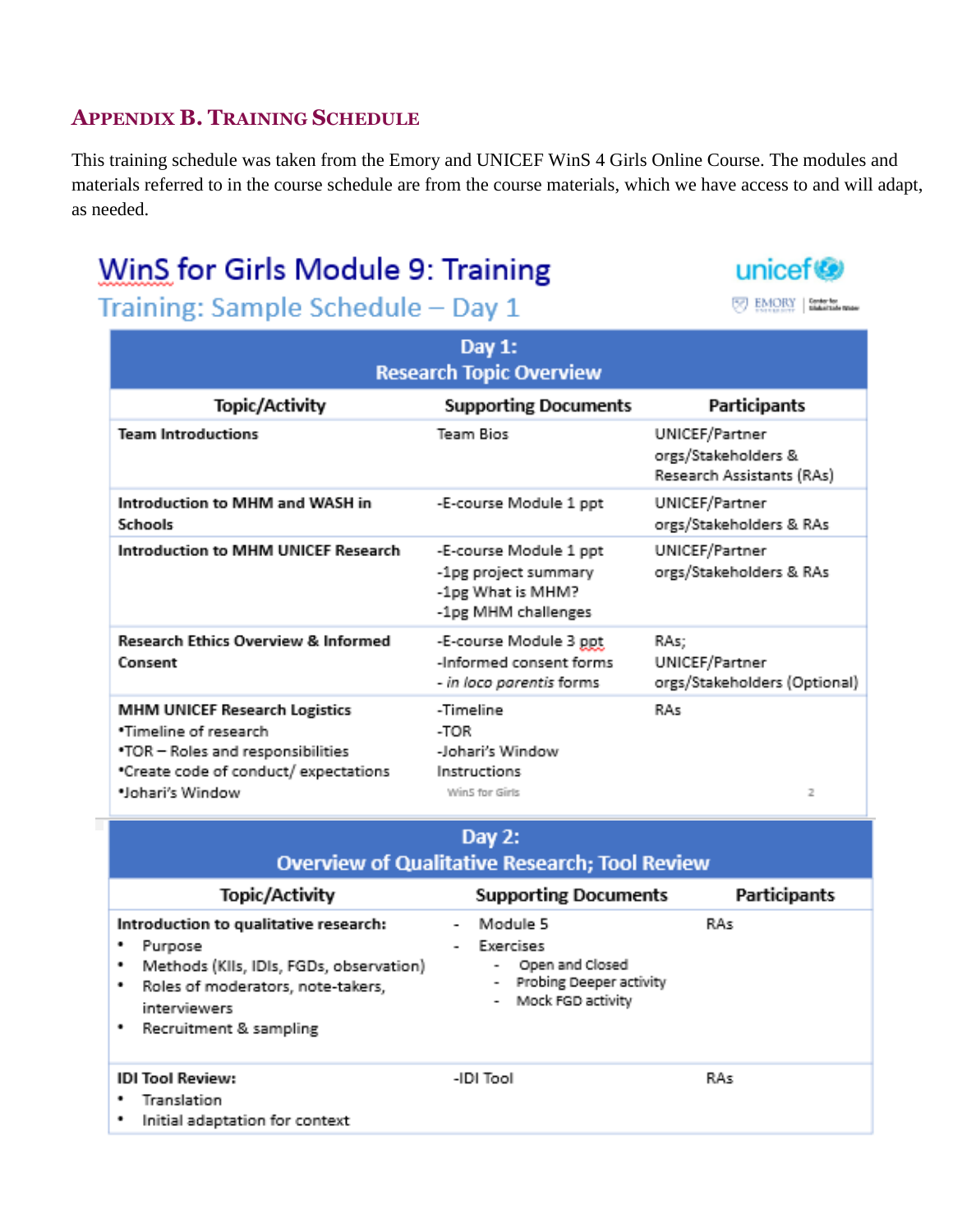## APPENDIX B. TRAINING SCHEDULE

This training schedule was taken from the Emory and UNICEF WinS 4 Girls Online Course. The modules and materials referred to in the course schedule are from the course materials, which we have access to and will adapt, as needed.

### WinS for Girls Module 9: Training

#### Training: Sample Schedule – Day 1

| Day 1: Research Topic Overview | | |
|---|---|---|
| **Topic/Activity** | **Supporting Documents** | **Participants** |
| **Team Introductions** | Team Bios | UNICEF/Partner orgs/Stakeholders & Research Assistants (RAs) |
| **Introduction to MHM and WASH in Schools** | -E-course Module 1 ppt | UNICEF/Partner orgs/Stakeholders & RAs |
| **Introduction to MHM UNICEF Research** | -E-course Module 1 ppt<br>-1pg project summary<br>-1pg What is MHM?<br>-1pg MHM challenges | UNICEF/Partner orgs/Stakeholders & RAs |
| **Research Ethics Overview & Informed Consent** | -E-course Module 3 ppt<br>-Informed consent forms<br>- *in loco parentis* forms | RAs;<br>UNICEF/Partner orgs/Stakeholders (Optional) |
| **MHM UNICEF Research Logistics**<br>•Timeline of research<br>•TOR – Roles and responsibilities<br>•Create code of conduct/ expectations<br>•Johari's Window | -Timeline<br>-TOR<br>-Johari's Window Instructions | RAs |

| Day 2: Overview of Qualitative Research; Tool Review | | |
|---|---|---|
| **Topic/Activity** | **Supporting Documents** | **Participants** |
| **Introduction to qualitative research:**<br>• Purpose<br>• Methods (KIIs, IDIs, FGDs, observation)<br>• Roles of moderators, note-takers, interviewers<br>• Recruitment & sampling | - Module 5<br>- Exercises<br>&nbsp;&nbsp;- Open and Closed<br>&nbsp;&nbsp;- Probing Deeper activity<br>&nbsp;&nbsp;- Mock FGD activity | RAs |
| **IDI Tool Review:**<br>• Translation<br>• Initial adaptation for context | -IDI Tool | RAs |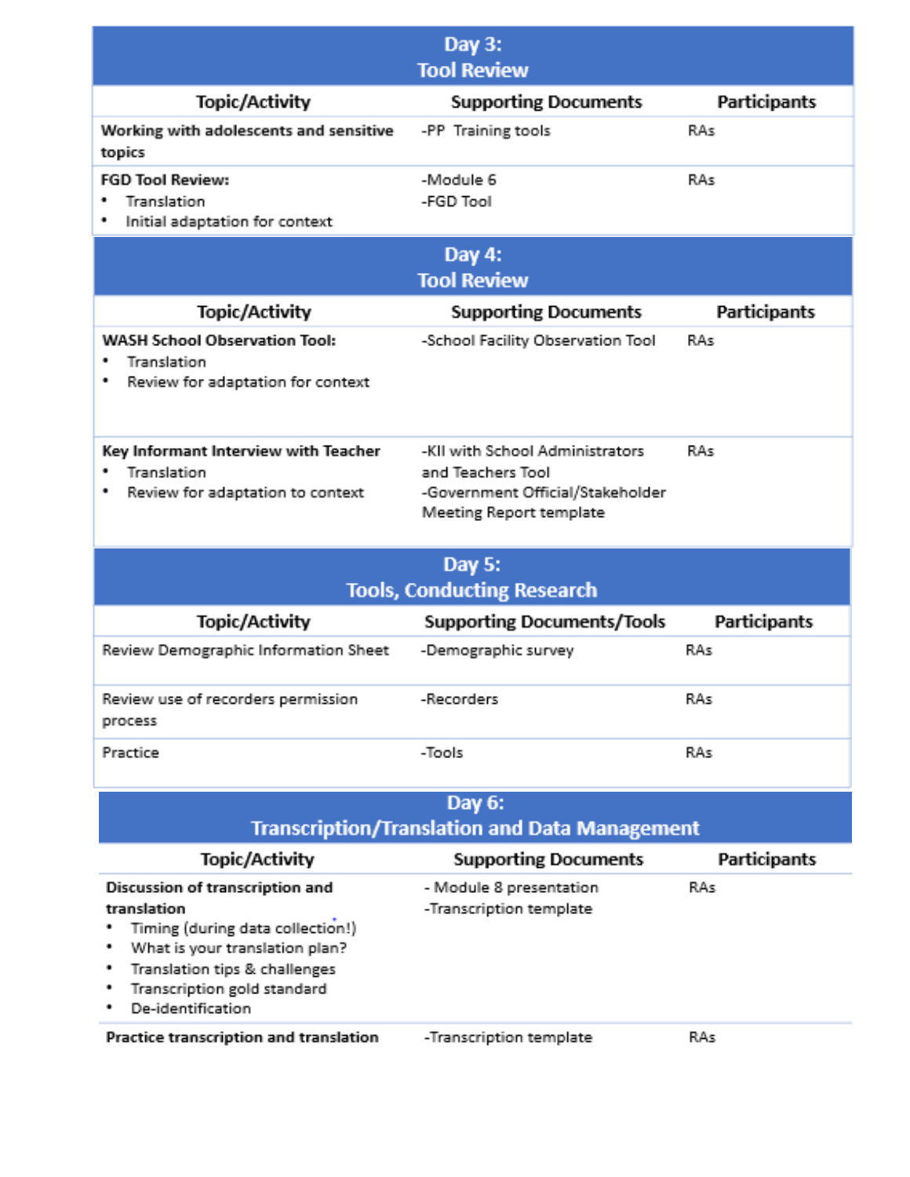| Day 3: Tool Review | | |
|---|---|---|
| **Topic/Activity** | **Supporting Documents** | **Participants** |
| **Working with adolescents and sensitive topics** | -PP Training tools | RAs |
| **FGD Tool Review:**<br>• Translation<br>• Initial adaptation for context | -Module 6<br>-FGD Tool | RAs |

| Day 4: Tool Review | | |
|---|---|---|
| **Topic/Activity** | **Supporting Documents** | **Participants** |
| **WASH School Observation Tool:**<br>• Translation<br>• Review for adaptation for context | -School Facility Observation Tool | RAs |
| **Key Informant Interview with Teacher**<br>• Translation<br>• Review for adaptation to context | -KII with School Administrators and Teachers Tool<br>-Government Official/Stakeholder Meeting Report template | RAs |

| Day 5: Tools, Conducting Research | | |
|---|---|---|
| **Topic/Activity** | **Supporting Documents/Tools** | **Participants** |
| Review Demographic Information Sheet | -Demographic survey | RAs |
| Review use of recorders permission process | -Recorders | RAs |
| Practice | -Tools | RAs |

| Day 6: Transcription/Translation and Data Management | | |
|---|---|---|
| **Topic/Activity** | **Supporting Documents** | **Participants** |
| **Discussion of transcription and translation**<br>• Timing (during data collection!)<br>• What is your translation plan?<br>• Translation tips & challenges<br>• Transcription gold standard<br>• De-identification | - Module 8 presentation<br>-Transcription template | RAs |
| **Practice transcription and translation** | -Transcription template | RAs |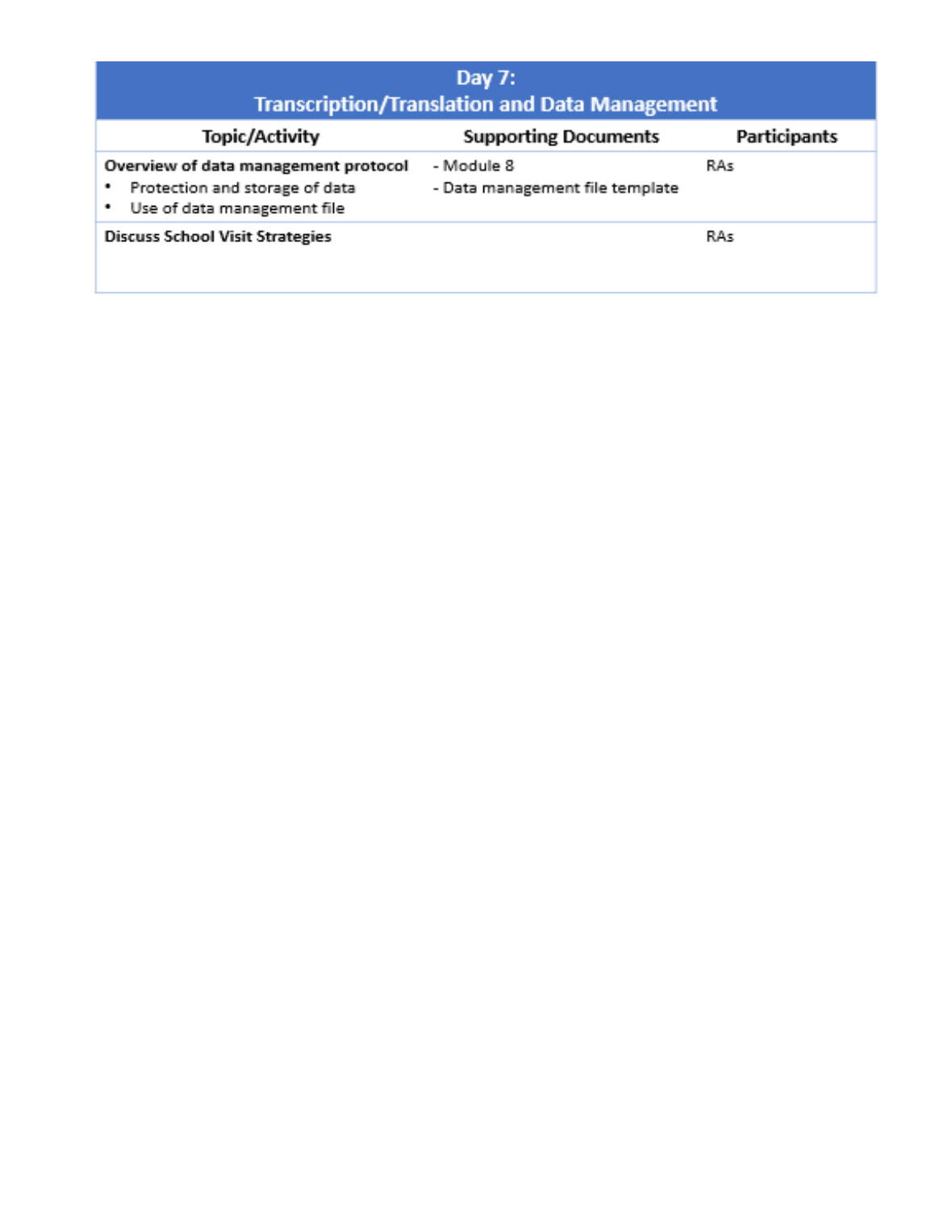| Day 7: Transcription/Translation and Data Management | | |
|---|---|---|
| **Topic/Activity** | **Supporting Documents** | **Participants** |
| **Overview of data management protocol**<br>• Protection and storage of data<br>• Use of data management file | - Module 8<br>- Data management file template | RAs |
| **Discuss School Visit Strategies** | | RAs |